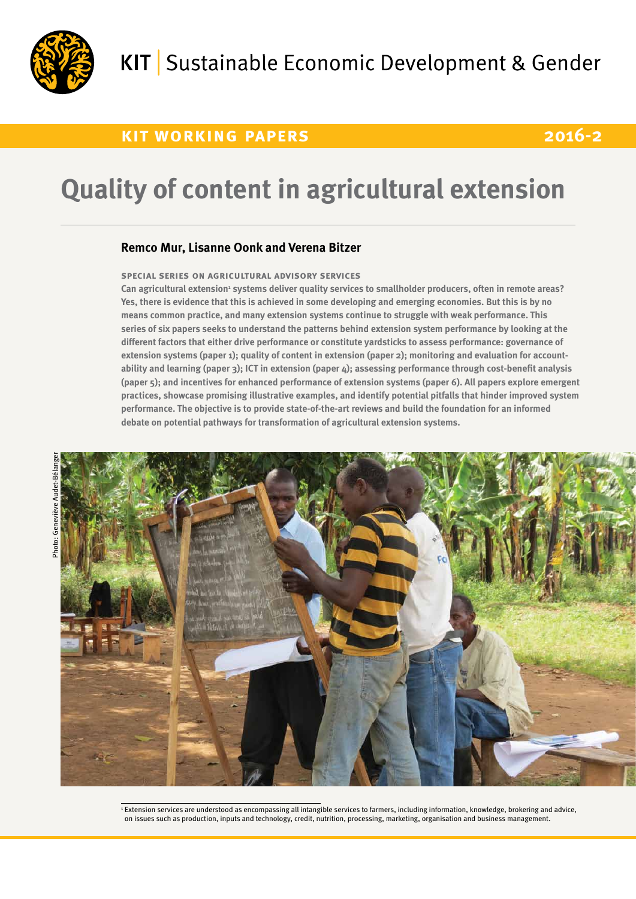KIT | Sustainable Economic Development & Gender

**KIT WORKING PAPERS** **2016-2**

# Quality of content in agricultural extension

**Remco Mur, Lisanne Oonk and Verena Bitzer**

**SPECIAL SERIES ON AGRICULTURAL ADVISORY SERVICES**

**Can agricultural extension[1] systems deliver quality services to smallholder producers, often in remote areas? Yes, there is evidence that this is achieved in some developing and emerging economies. But this is by no means common practice, and many extension systems continue to struggle with weak performance. This series of six papers seeks to understand the patterns behind extension system performance by looking at the different factors that either drive performance or constitute yardsticks to assess performance: governance of extension systems (paper 1); quality of content in extension (paper 2); monitoring and evaluation for accountability and learning (paper 3); ICT in extension (paper 4); assessing performance through cost-benefit analysis (paper 5); and incentives for enhanced performance of extension systems (paper 6). All papers explore emergent practices, showcase promising illustrative examples, and identify potential pitfalls that hinder improved system performance. The objective is to provide state-of-the-art reviews and build the foundation for an informed debate on potential pathways for transformation of agricultural extension systems.**

Photo: Geneviève Audet-Bélanger

[1] Extension services are understood as encompassing all intangible services to farmers, including information, knowledge, brokering and advice, on issues such as production, inputs and technology, credit, nutrition, processing, marketing, organisation and business management.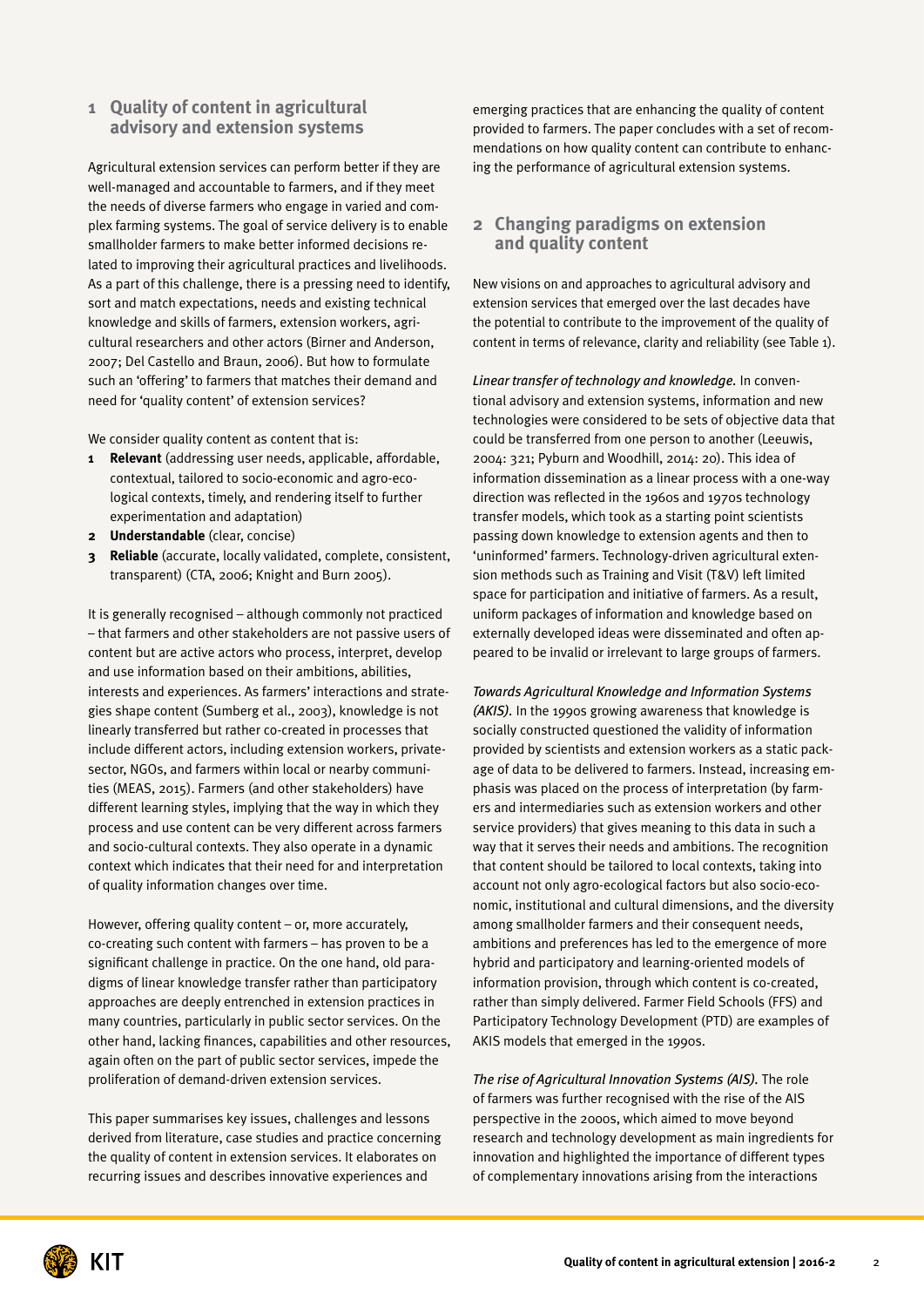## 1 Quality of content in agricultural advisory and extension systems

Agricultural extension services can perform better if they are well-managed and accountable to farmers, and if they meet the needs of diverse farmers who engage in varied and complex farming systems. The goal of service delivery is to enable smallholder farmers to make better informed decisions related to improving their agricultural practices and livelihoods. As a part of this challenge, there is a pressing need to identify, sort and match expectations, needs and existing technical knowledge and skills of farmers, extension workers, agricultural researchers and other actors (Birner and Anderson, 2007; Del Castello and Braun, 2006). But how to formulate such an 'offering' to farmers that matches their demand and need for 'quality content' of extension services?

We consider quality content as content that is:

1. **Relevant** (addressing user needs, applicable, affordable, contextual, tailored to socio-economic and agro-ecological contexts, timely, and rendering itself to further experimentation and adaptation)
2. **Understandable** (clear, concise)
3. **Reliable** (accurate, locally validated, complete, consistent, transparent) (CTA, 2006; Knight and Burn 2005).

It is generally recognised – although commonly not practiced – that farmers and other stakeholders are not passive users of content but are active actors who process, interpret, develop and use information based on their ambitions, abilities, interests and experiences. As farmers' interactions and strategies shape content (Sumberg et al., 2003), knowledge is not linearly transferred but rather co-created in processes that include different actors, including extension workers, private-sector, NGOs, and farmers within local or nearby communities (MEAS, 2015). Farmers (and other stakeholders) have different learning styles, implying that the way in which they process and use content can be very different across farmers and socio-cultural contexts. They also operate in a dynamic context which indicates that their need for and interpretation of quality information changes over time.

However, offering quality content – or, more accurately, co-creating such content with farmers – has proven to be a significant challenge in practice. On the one hand, old paradigms of linear knowledge transfer rather than participatory approaches are deeply entrenched in extension practices in many countries, particularly in public sector services. On the other hand, lacking finances, capabilities and other resources, again often on the part of public sector services, impede the proliferation of demand-driven extension services.

This paper summarises key issues, challenges and lessons derived from literature, case studies and practice concerning the quality of content in extension services. It elaborates on recurring issues and describes innovative experiences and emerging practices that are enhancing the quality of content provided to farmers. The paper concludes with a set of recommendations on how quality content can contribute to enhancing the performance of agricultural extension systems.

## 2 Changing paradigms on extension and quality content

New visions on and approaches to agricultural advisory and extension services that emerged over the last decades have the potential to contribute to the improvement of the quality of content in terms of relevance, clarity and reliability (see Table 1).

*Linear transfer of technology and knowledge.* In conventional advisory and extension systems, information and new technologies were considered to be sets of objective data that could be transferred from one person to another (Leeuwis, 2004: 321; Pyburn and Woodhill, 2014: 20). This idea of information dissemination as a linear process with a one-way direction was reflected in the 1960s and 1970s technology transfer models, which took as a starting point scientists passing down knowledge to extension agents and then to 'uninformed' farmers. Technology-driven agricultural extension methods such as Training and Visit (T&V) left limited space for participation and initiative of farmers. As a result, uniform packages of information and knowledge based on externally developed ideas were disseminated and often appeared to be invalid or irrelevant to large groups of farmers.

*Towards Agricultural Knowledge and Information Systems (AKIS).* In the 1990s growing awareness that knowledge is socially constructed questioned the validity of information provided by scientists and extension workers as a static package of data to be delivered to farmers. Instead, increasing emphasis was placed on the process of interpretation (by farmers and intermediaries such as extension workers and other service providers) that gives meaning to this data in such a way that it serves their needs and ambitions. The recognition that content should be tailored to local contexts, taking into account not only agro-ecological factors but also socio-economic, institutional and cultural dimensions, and the diversity among smallholder farmers and their consequent needs, ambitions and preferences has led to the emergence of more hybrid and participatory and learning-oriented models of information provision, through which content is co-created, rather than simply delivered. Farmer Field Schools (FFS) and Participatory Technology Development (PTD) are examples of AKIS models that emerged in the 1990s.

*The rise of Agricultural Innovation Systems (AIS).* The role of farmers was further recognised with the rise of the AIS perspective in the 2000s, which aimed to move beyond research and technology development as main ingredients for innovation and highlighted the importance of different types of complementary innovations arising from the interactions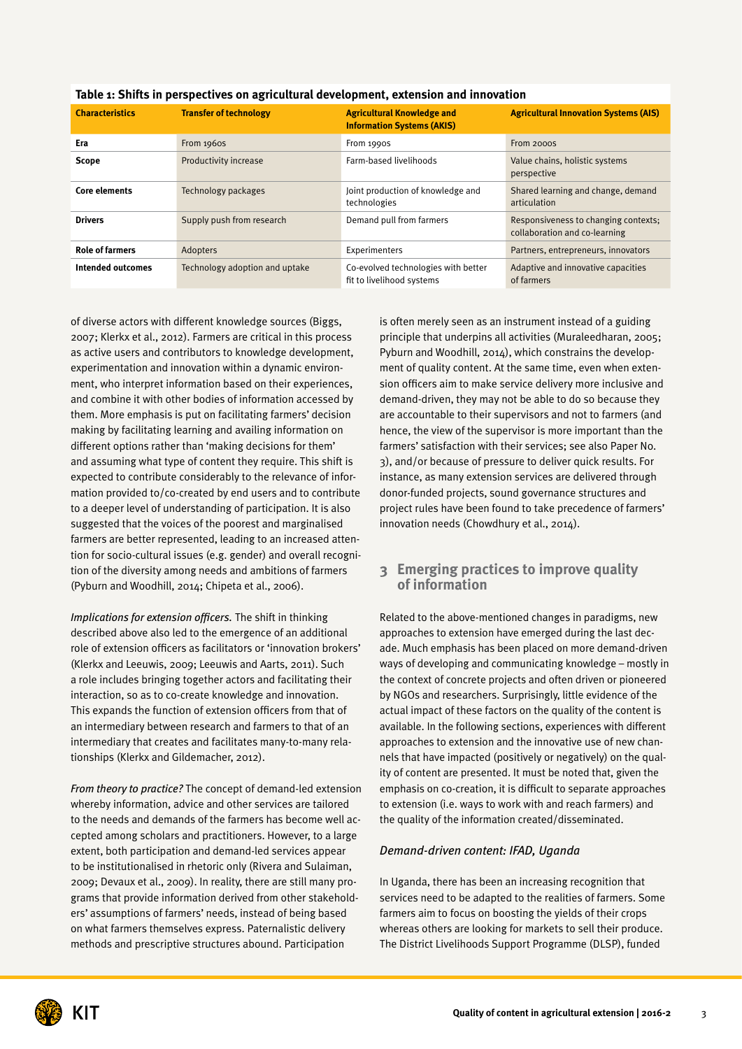**Table 1: Shifts in perspectives on agricultural development, extension and innovation**

| Characteristics | Transfer of technology | Agricultural Knowledge and Information Systems (AKIS) | Agricultural Innovation Systems (AIS) |
|---|---|---|---|
| **Era** | From 1960s | From 1990s | From 2000s |
| **Scope** | Productivity increase | Farm-based livelihoods | Value chains, holistic systems perspective |
| **Core elements** | Technology packages | Joint production of knowledge and technologies | Shared learning and change, demand articulation |
| **Drivers** | Supply push from research | Demand pull from farmers | Responsiveness to changing contexts; collaboration and co-learning |
| **Role of farmers** | Adopters | Experimenters | Partners, entrepreneurs, innovators |
| **Intended outcomes** | Technology adoption and uptake | Co-evolved technologies with better fit to livelihood systems | Adaptive and innovative capacities of farmers |

of diverse actors with different knowledge sources (Biggs, 2007; Klerkx et al., 2012). Farmers are critical in this process as active users and contributors to knowledge development, experimentation and innovation within a dynamic environment, who interpret information based on their experiences, and combine it with other bodies of information accessed by them. More emphasis is put on facilitating farmers' decision making by facilitating learning and availing information on different options rather than 'making decisions for them' and assuming what type of content they require. This shift is expected to contribute considerably to the relevance of information provided to/co-created by end users and to contribute to a deeper level of understanding of participation. It is also suggested that the voices of the poorest and marginalised farmers are better represented, leading to an increased attention for socio-cultural issues (e.g. gender) and overall recognition of the diversity among needs and ambitions of farmers (Pyburn and Woodhill, 2014; Chipeta et al., 2006).

*Implications for extension officers.* The shift in thinking described above also led to the emergence of an additional role of extension officers as facilitators or 'innovation brokers' (Klerkx and Leeuwis, 2009; Leeuwis and Aarts, 2011). Such a role includes bringing together actors and facilitating their interaction, so as to co-create knowledge and innovation. This expands the function of extension officers from that of an intermediary between research and farmers to that of an intermediary that creates and facilitates many-to-many relationships (Klerkx and Gildemacher, 2012).

*From theory to practice?* The concept of demand-led extension whereby information, advice and other services are tailored to the needs and demands of the farmers has become well accepted among scholars and practitioners. However, to a large extent, both participation and demand-led services appear to be institutionalised in rhetoric only (Rivera and Sulaiman, 2009; Devaux et al., 2009). In reality, there are still many programs that provide information derived from other stakeholders' assumptions of farmers' needs, instead of being based on what farmers themselves express. Paternalistic delivery methods and prescriptive structures abound. Participation is often merely seen as an instrument instead of a guiding principle that underpins all activities (Muraleedharan, 2005; Pyburn and Woodhill, 2014), which constrains the development of quality content. At the same time, even when extension officers aim to make service delivery more inclusive and demand-driven, they may not be able to do so because they are accountable to their supervisors and not to farmers (and hence, the view of the supervisor is more important than the farmers' satisfaction with their services; see also Paper No. 3), and/or because of pressure to deliver quick results. For instance, as many extension services are delivered through donor-funded projects, sound governance structures and project rules have been found to take precedence of farmers' innovation needs (Chowdhury et al., 2014).

## 3 Emerging practices to improve quality of information

Related to the above-mentioned changes in paradigms, new approaches to extension have emerged during the last decade. Much emphasis has been placed on more demand-driven ways of developing and communicating knowledge – mostly in the context of concrete projects and often driven or pioneered by NGOs and researchers. Surprisingly, little evidence of the actual impact of these factors on the quality of the content is available. In the following sections, experiences with different approaches to extension and the innovative use of new channels that have impacted (positively or negatively) on the quality of content are presented. It must be noted that, given the emphasis on co-creation, it is difficult to separate approaches to extension (i.e. ways to work with and reach farmers) and the quality of the information created/disseminated.

### *Demand-driven content: IFAD, Uganda*

In Uganda, there has been an increasing recognition that services need to be adapted to the realities of farmers. Some farmers aim to focus on boosting the yields of their crops whereas others are looking for markets to sell their produce. The District Livelihoods Support Programme (DLSP), funded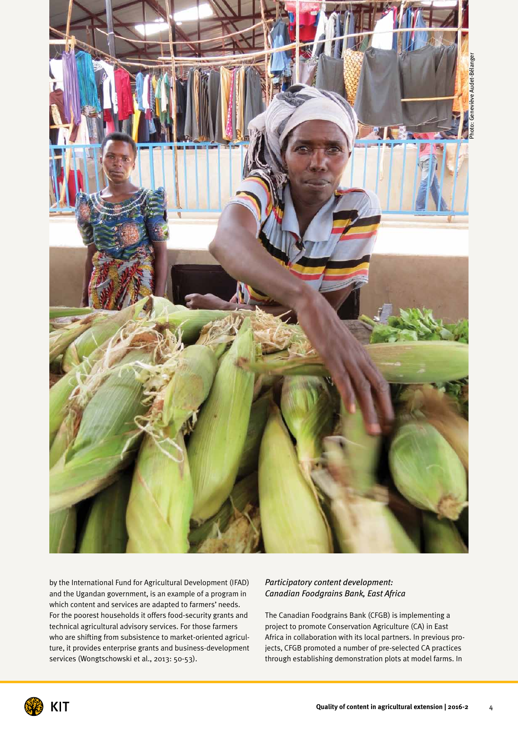by the International Fund for Agricultural Development (IFAD) and the Ugandan government, is an example of a program in which content and services are adapted to farmers' needs. For the poorest households it offers food-security grants and technical agricultural advisory services. For those farmers who are shifting from subsistence to market-oriented agriculture, it provides enterprise grants and business-development services (Wongtschowski et al., 2013: 50-53).

*Participatory content development: Canadian Foodgrains Bank, East Africa*

The Canadian Foodgrains Bank (CFGB) is implementing a project to promote Conservation Agriculture (CA) in East Africa in collaboration with its local partners. In previous projects, CFGB promoted a number of pre-selected CA practices through establishing demonstration plots at model farms. In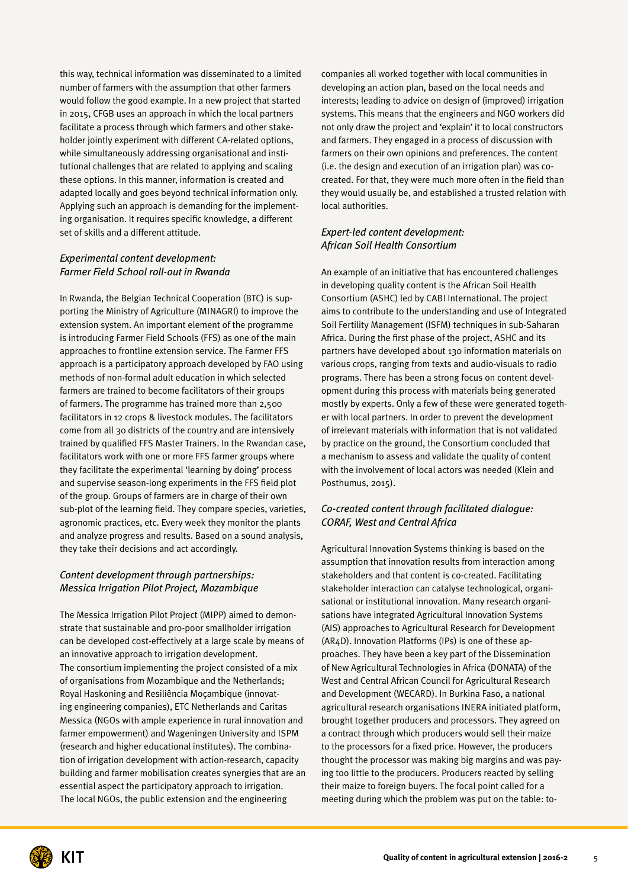this way, technical information was disseminated to a limited number of farmers with the assumption that other farmers would follow the good example. In a new project that started in 2015, CFGB uses an approach in which the local partners facilitate a process through which farmers and other stakeholder jointly experiment with different CA-related options, while simultaneously addressing organisational and institutional challenges that are related to applying and scaling these options. In this manner, information is created and adapted locally and goes beyond technical information only. Applying such an approach is demanding for the implementing organisation. It requires specific knowledge, a different set of skills and a different attitude.

### *Experimental content development: Farmer Field School roll-out in Rwanda*

In Rwanda, the Belgian Technical Cooperation (BTC) is supporting the Ministry of Agriculture (MINAGRI) to improve the extension system. An important element of the programme is introducing Farmer Field Schools (FFS) as one of the main approaches to frontline extension service. The Farmer FFS approach is a participatory approach developed by FAO using methods of non-formal adult education in which selected farmers are trained to become facilitators of their groups of farmers. The programme has trained more than 2,500 facilitators in 12 crops & livestock modules. The facilitators come from all 30 districts of the country and are intensively trained by qualified FFS Master Trainers. In the Rwandan case, facilitators work with one or more FFS farmer groups where they facilitate the experimental 'learning by doing' process and supervise season-long experiments in the FFS field plot of the group. Groups of farmers are in charge of their own sub-plot of the learning field. They compare species, varieties, agronomic practices, etc. Every week they monitor the plants and analyze progress and results. Based on a sound analysis, they take their decisions and act accordingly.

### *Content development through partnerships: Messica Irrigation Pilot Project, Mozambique*

The Messica Irrigation Pilot Project (MIPP) aimed to demonstrate that sustainable and pro-poor smallholder irrigation can be developed cost-effectively at a large scale by means of an innovative approach to irrigation development.
The consortium implementing the project consisted of a mix of organisations from Mozambique and the Netherlands; Royal Haskoning and Resiliência Moçambique (innovating engineering companies), ETC Netherlands and Caritas Messica (NGOs with ample experience in rural innovation and farmer empowerment) and Wageningen University and ISPM (research and higher educational institutes). The combination of irrigation development with action-research, capacity building and farmer mobilisation creates synergies that are an essential aspect the participatory approach to irrigation.
The local NGOs, the public extension and the engineering companies all worked together with local communities in developing an action plan, based on the local needs and interests; leading to advice on design of (improved) irrigation systems. This means that the engineers and NGO workers did not only draw the project and 'explain' it to local constructors and farmers. They engaged in a process of discussion with farmers on their own opinions and preferences. The content (i.e. the design and execution of an irrigation plan) was co-created. For that, they were much more often in the field than they would usually be, and established a trusted relation with local authorities.

### *Expert-led content development: African Soil Health Consortium*

An example of an initiative that has encountered challenges in developing quality content is the African Soil Health Consortium (ASHC) led by CABI International. The project aims to contribute to the understanding and use of Integrated Soil Fertility Management (ISFM) techniques in sub-Saharan Africa. During the first phase of the project, ASHC and its partners have developed about 130 information materials on various crops, ranging from texts and audio-visuals to radio programs. There has been a strong focus on content development during this process with materials being generated mostly by experts. Only a few of these were generated together with local partners. In order to prevent the development of irrelevant materials with information that is not validated by practice on the ground, the Consortium concluded that a mechanism to assess and validate the quality of content with the involvement of local actors was needed (Klein and Posthumus, 2015).

### *Co-created content through facilitated dialogue: CORAF, West and Central Africa*

Agricultural Innovation Systems thinking is based on the assumption that innovation results from interaction among stakeholders and that content is co-created. Facilitating stakeholder interaction can catalyse technological, organisational or institutional innovation. Many research organisations have integrated Agricultural Innovation Systems (AIS) approaches to Agricultural Research for Development (AR4D). Innovation Platforms (IPs) is one of these approaches. They have been a key part of the Dissemination of New Agricultural Technologies in Africa (DONATA) of the West and Central African Council for Agricultural Research and Development (WECARD). In Burkina Faso, a national agricultural research organisations INERA initiated platform, brought together producers and processors. They agreed on a contract through which producers would sell their maize to the processors for a fixed price. However, the producers thought the processor was making big margins and was paying too little to the producers. Producers reacted by selling their maize to foreign buyers. The focal point called for a meeting during which the problem was put on the table: to-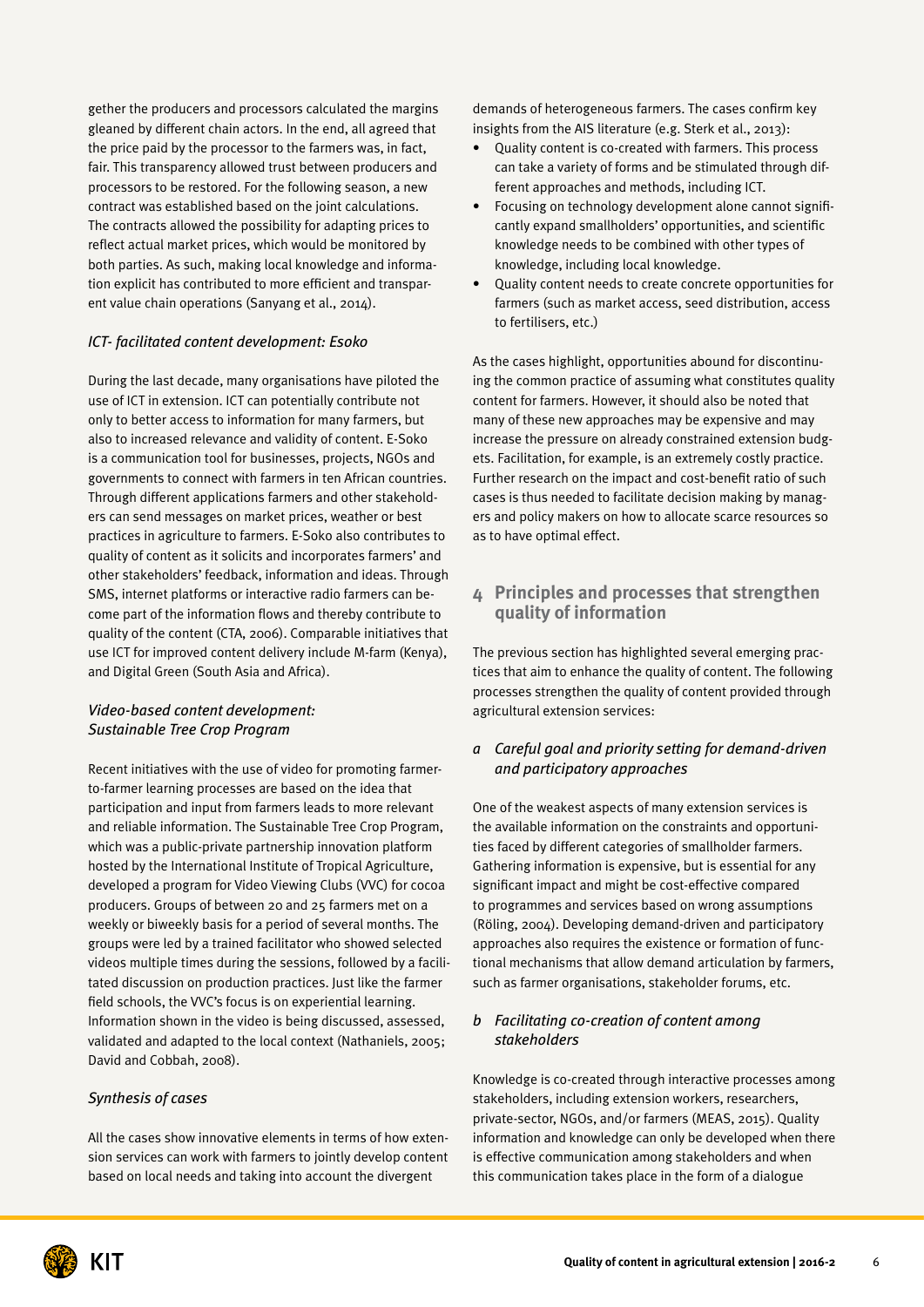gether the producers and processors calculated the margins gleaned by different chain actors. In the end, all agreed that the price paid by the processor to the farmers was, in fact, fair. This transparency allowed trust between producers and processors to be restored. For the following season, a new contract was established based on the joint calculations. The contracts allowed the possibility for adapting prices to reflect actual market prices, which would be monitored by both parties. As such, making local knowledge and information explicit has contributed to more efficient and transparent value chain operations (Sanyang et al., 2014).

*ICT- facilitated content development: Esoko*

During the last decade, many organisations have piloted the use of ICT in extension. ICT can potentially contribute not only to better access to information for many farmers, but also to increased relevance and validity of content. E-Soko is a communication tool for businesses, projects, NGOs and governments to connect with farmers in ten African countries. Through different applications farmers and other stakeholders can send messages on market prices, weather or best practices in agriculture to farmers. E-Soko also contributes to quality of content as it solicits and incorporates farmers' and other stakeholders' feedback, information and ideas. Through SMS, internet platforms or interactive radio farmers can become part of the information flows and thereby contribute to quality of the content (CTA, 2006). Comparable initiatives that use ICT for improved content delivery include M-farm (Kenya), and Digital Green (South Asia and Africa).

*Video-based content development: Sustainable Tree Crop Program*

Recent initiatives with the use of video for promoting farmer-to-farmer learning processes are based on the idea that participation and input from farmers leads to more relevant and reliable information. The Sustainable Tree Crop Program, which was a public-private partnership innovation platform hosted by the International Institute of Tropical Agriculture, developed a program for Video Viewing Clubs (VVC) for cocoa producers. Groups of between 20 and 25 farmers met on a weekly or biweekly basis for a period of several months. The groups were led by a trained facilitator who showed selected videos multiple times during the sessions, followed by a facilitated discussion on production practices. Just like the farmer field schools, the VVC's focus is on experiential learning. Information shown in the video is being discussed, assessed, validated and adapted to the local context (Nathaniels, 2005; David and Cobbah, 2008).

*Synthesis of cases*

All the cases show innovative elements in terms of how extension services can work with farmers to jointly develop content based on local needs and taking into account the divergent demands of heterogeneous farmers. The cases confirm key insights from the AIS literature (e.g. Sterk et al., 2013):

- Quality content is co-created with farmers. This process can take a variety of forms and be stimulated through different approaches and methods, including ICT.
- Focusing on technology development alone cannot significantly expand smallholders' opportunities, and scientific knowledge needs to be combined with other types of knowledge, including local knowledge.
- Quality content needs to create concrete opportunities for farmers (such as market access, seed distribution, access to fertilisers, etc.)

As the cases highlight, opportunities abound for discontinuing the common practice of assuming what constitutes quality content for farmers. However, it should also be noted that many of these new approaches may be expensive and may increase the pressure on already constrained extension budgets. Facilitation, for example, is an extremely costly practice. Further research on the impact and cost-benefit ratio of such cases is thus needed to facilitate decision making by managers and policy makers on how to allocate scarce resources so as to have optimal effect.

## 4 Principles and processes that strengthen quality of information

The previous section has highlighted several emerging practices that aim to enhance the quality of content. The following processes strengthen the quality of content provided through agricultural extension services:

### *a Careful goal and priority setting for demand-driven and participatory approaches*

One of the weakest aspects of many extension services is the available information on the constraints and opportunities faced by different categories of smallholder farmers. Gathering information is expensive, but is essential for any significant impact and might be cost-effective compared to programmes and services based on wrong assumptions (Röling, 2004). Developing demand-driven and participatory approaches also requires the existence or formation of functional mechanisms that allow demand articulation by farmers, such as farmer organisations, stakeholder forums, etc.

### *b Facilitating co-creation of content among stakeholders*

Knowledge is co-created through interactive processes among stakeholders, including extension workers, researchers, private-sector, NGOs, and/or farmers (MEAS, 2015). Quality information and knowledge can only be developed when there is effective communication among stakeholders and when this communication takes place in the form of a dialogue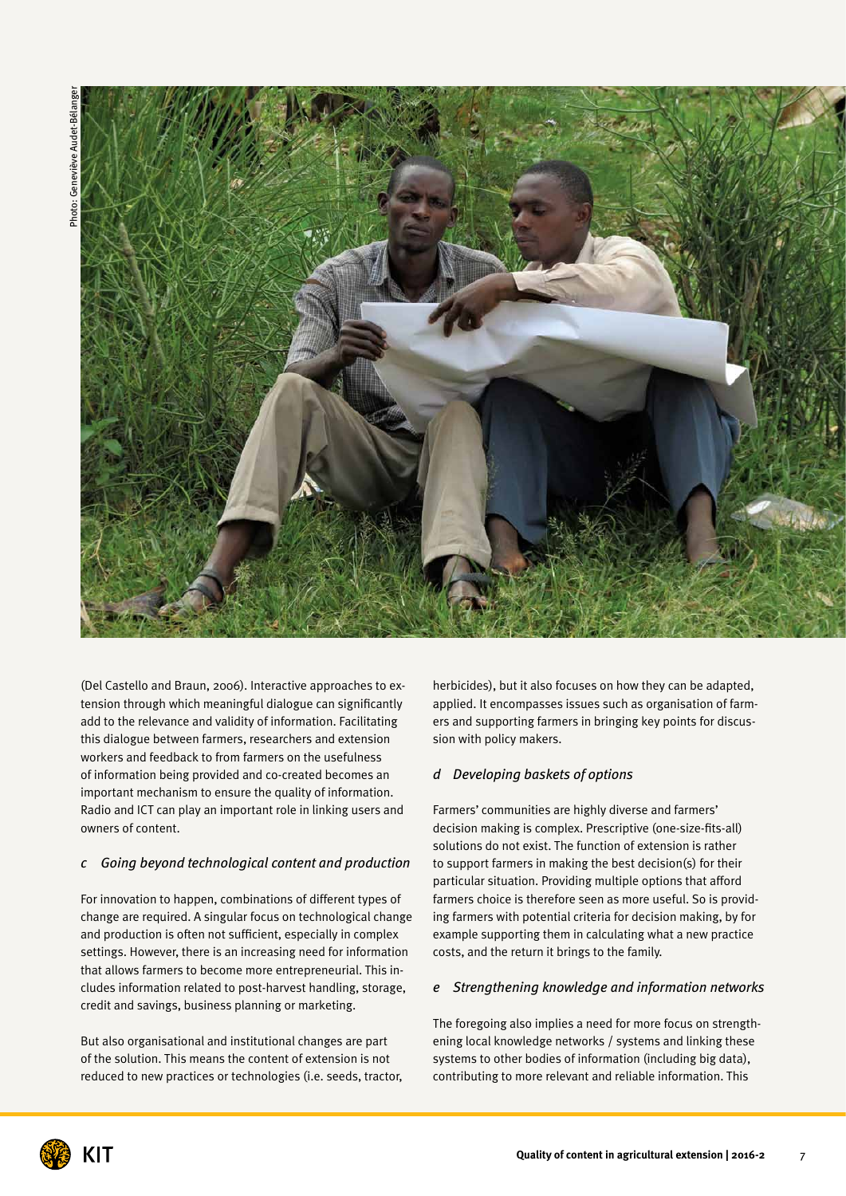Photo: Geneviève Audet-Bélanger

(Del Castello and Braun, 2006). Interactive approaches to extension through which meaningful dialogue can significantly add to the relevance and validity of information. Facilitating this dialogue between farmers, researchers and extension workers and feedback to from farmers on the usefulness of information being provided and co-created becomes an important mechanism to ensure the quality of information. Radio and ICT can play an important role in linking users and owners of content.

### *c Going beyond technological content and production*

For innovation to happen, combinations of different types of change are required. A singular focus on technological change and production is often not sufficient, especially in complex settings. However, there is an increasing need for information that allows farmers to become more entrepreneurial. This includes information related to post-harvest handling, storage, credit and savings, business planning or marketing.

But also organisational and institutional changes are part of the solution. This means the content of extension is not reduced to new practices or technologies (i.e. seeds, tractor, herbicides), but it also focuses on how they can be adapted, applied. It encompasses issues such as organisation of farmers and supporting farmers in bringing key points for discussion with policy makers.

### *d Developing baskets of options*

Farmers' communities are highly diverse and farmers' decision making is complex. Prescriptive (one-size-fits-all) solutions do not exist. The function of extension is rather to support farmers in making the best decision(s) for their particular situation. Providing multiple options that afford farmers choice is therefore seen as more useful. So is providing farmers with potential criteria for decision making, by for example supporting them in calculating what a new practice costs, and the return it brings to the family.

### *e Strengthening knowledge and information networks*

The foregoing also implies a need for more focus on strengthening local knowledge networks / systems and linking these systems to other bodies of information (including big data), contributing to more relevant and reliable information. This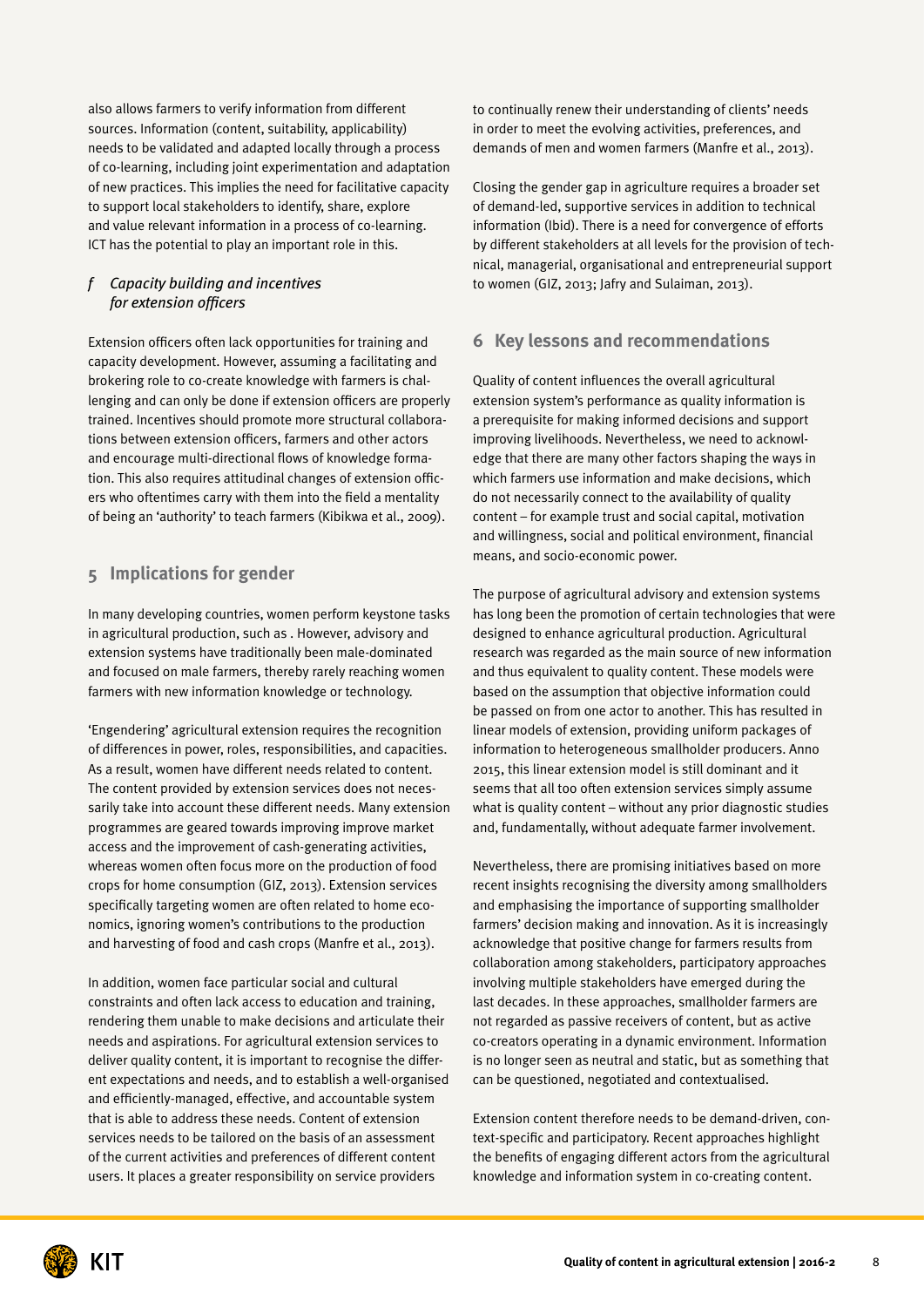also allows farmers to verify information from different sources. Information (content, suitability, applicability) needs to be validated and adapted locally through a process of co-learning, including joint experimentation and adaptation of new practices. This implies the need for facilitative capacity to support local stakeholders to identify, share, explore and value relevant information in a process of co-learning. ICT has the potential to play an important role in this.

### *f Capacity building and incentives for extension officers*

Extension officers often lack opportunities for training and capacity development. However, assuming a facilitating and brokering role to co-create knowledge with farmers is challenging and can only be done if extension officers are properly trained. Incentives should promote more structural collaborations between extension officers, farmers and other actors and encourage multi-directional flows of knowledge formation. This also requires attitudinal changes of extension officers who oftentimes carry with them into the field a mentality of being an 'authority' to teach farmers (Kibikwa et al., 2009).

## 5 Implications for gender

In many developing countries, women perform keystone tasks in agricultural production, such as . However, advisory and extension systems have traditionally been male-dominated and focused on male farmers, thereby rarely reaching women farmers with new information knowledge or technology.

'Engendering' agricultural extension requires the recognition of differences in power, roles, responsibilities, and capacities. As a result, women have different needs related to content. The content provided by extension services does not necessarily take into account these different needs. Many extension programmes are geared towards improving improve market access and the improvement of cash-generating activities, whereas women often focus more on the production of food crops for home consumption (GIZ, 2013). Extension services specifically targeting women are often related to home economics, ignoring women's contributions to the production and harvesting of food and cash crops (Manfre et al., 2013).

In addition, women face particular social and cultural constraints and often lack access to education and training, rendering them unable to make decisions and articulate their needs and aspirations. For agricultural extension services to deliver quality content, it is important to recognise the different expectations and needs, and to establish a well-organised and efficiently-managed, effective, and accountable system that is able to address these needs. Content of extension services needs to be tailored on the basis of an assessment of the current activities and preferences of different content users. It places a greater responsibility on service providers to continually renew their understanding of clients' needs in order to meet the evolving activities, preferences, and demands of men and women farmers (Manfre et al., 2013).

Closing the gender gap in agriculture requires a broader set of demand-led, supportive services in addition to technical information (Ibid). There is a need for convergence of efforts by different stakeholders at all levels for the provision of technical, managerial, organisational and entrepreneurial support to women (GIZ, 2013; Jafry and Sulaiman, 2013).

## 6 Key lessons and recommendations

Quality of content influences the overall agricultural extension system's performance as quality information is a prerequisite for making informed decisions and support improving livelihoods. Nevertheless, we need to acknowledge that there are many other factors shaping the ways in which farmers use information and make decisions, which do not necessarily connect to the availability of quality content – for example trust and social capital, motivation and willingness, social and political environment, financial means, and socio-economic power.

The purpose of agricultural advisory and extension systems has long been the promotion of certain technologies that were designed to enhance agricultural production. Agricultural research was regarded as the main source of new information and thus equivalent to quality content. These models were based on the assumption that objective information could be passed on from one actor to another. This has resulted in linear models of extension, providing uniform packages of information to heterogeneous smallholder producers. Anno 2015, this linear extension model is still dominant and it seems that all too often extension services simply assume what is quality content – without any prior diagnostic studies and, fundamentally, without adequate farmer involvement.

Nevertheless, there are promising initiatives based on more recent insights recognising the diversity among smallholders and emphasising the importance of supporting smallholder farmers' decision making and innovation. As it is increasingly acknowledge that positive change for farmers results from collaboration among stakeholders, participatory approaches involving multiple stakeholders have emerged during the last decades. In these approaches, smallholder farmers are not regarded as passive receivers of content, but as active co-creators operating in a dynamic environment. Information is no longer seen as neutral and static, but as something that can be questioned, negotiated and contextualised.

Extension content therefore needs to be demand-driven, context-specific and participatory. Recent approaches highlight the benefits of engaging different actors from the agricultural knowledge and information system in co-creating content.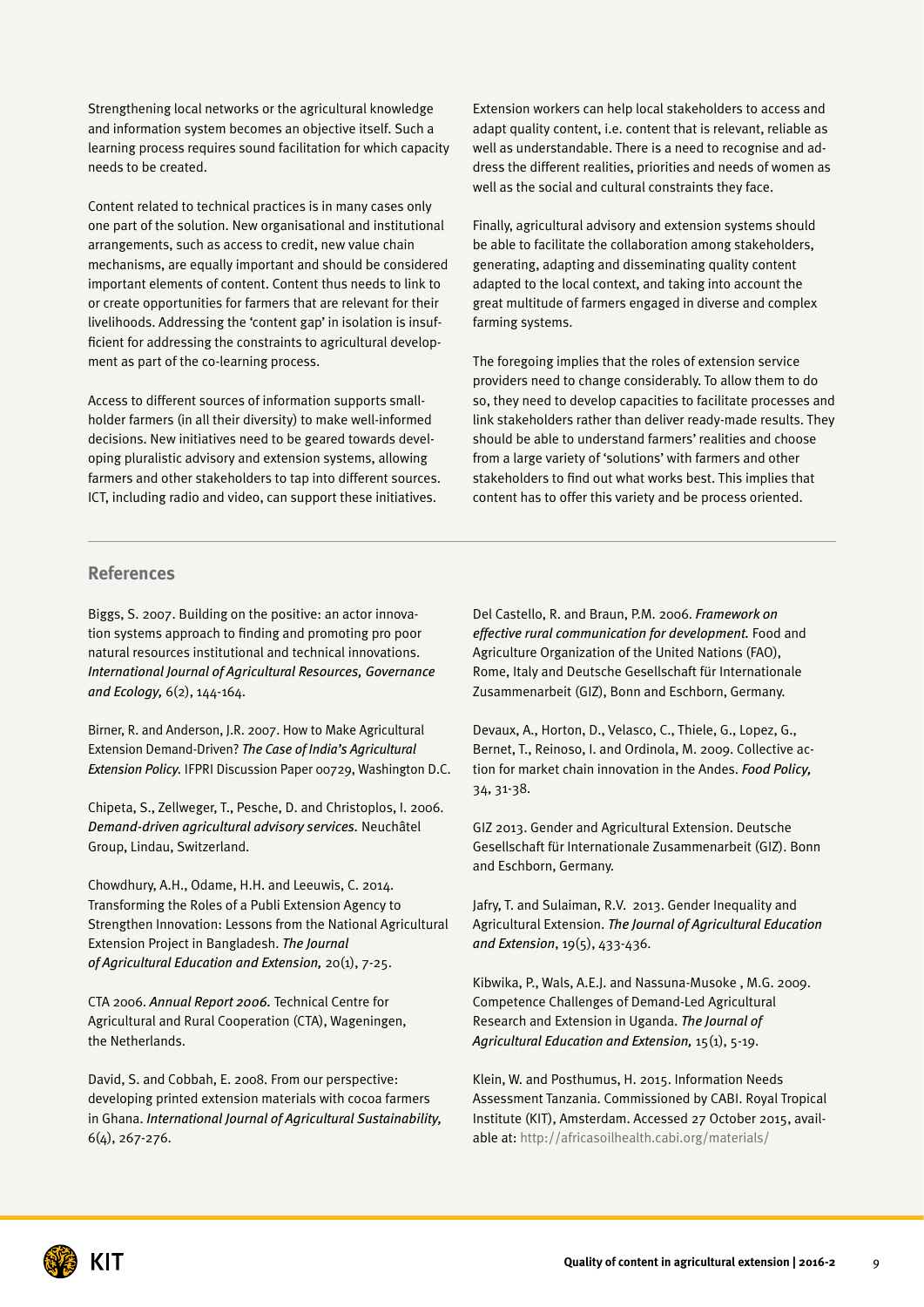Strengthening local networks or the agricultural knowledge and information system becomes an objective itself. Such a learning process requires sound facilitation for which capacity needs to be created.

Content related to technical practices is in many cases only one part of the solution. New organisational and institutional arrangements, such as access to credit, new value chain mechanisms, are equally important and should be considered important elements of content. Content thus needs to link to or create opportunities for farmers that are relevant for their livelihoods. Addressing the 'content gap' in isolation is insufficient for addressing the constraints to agricultural development as part of the co-learning process.

Access to different sources of information supports smallholder farmers (in all their diversity) to make well-informed decisions. New initiatives need to be geared towards developing pluralistic advisory and extension systems, allowing farmers and other stakeholders to tap into different sources. ICT, including radio and video, can support these initiatives.

Extension workers can help local stakeholders to access and adapt quality content, i.e. content that is relevant, reliable as well as understandable. There is a need to recognise and address the different realities, priorities and needs of women as well as the social and cultural constraints they face.

Finally, agricultural advisory and extension systems should be able to facilitate the collaboration among stakeholders, generating, adapting and disseminating quality content adapted to the local context, and taking into account the great multitude of farmers engaged in diverse and complex farming systems.

The foregoing implies that the roles of extension service providers need to change considerably. To allow them to do so, they need to develop capacities to facilitate processes and link stakeholders rather than deliver ready-made results. They should be able to understand farmers' realities and choose from a large variety of 'solutions' with farmers and other stakeholders to find out what works best. This implies that content has to offer this variety and be process oriented.

## References

Biggs, S. 2007. Building on the positive: an actor innovation systems approach to finding and promoting pro poor natural resources institutional and technical innovations. *International Journal of Agricultural Resources, Governance and Ecology,* 6(2), 144-164.

Birner, R. and Anderson, J.R. 2007. How to Make Agricultural Extension Demand-Driven? *The Case of India's Agricultural Extension Policy.* IFPRI Discussion Paper 00729, Washington D.C.

Chipeta, S., Zellweger, T., Pesche, D. and Christoplos, I. 2006. *Demand-driven agricultural advisory services.* Neuchâtel Group, Lindau, Switzerland.

Chowdhury, A.H., Odame, H.H. and Leeuwis, C. 2014. Transforming the Roles of a Publi Extension Agency to Strengthen Innovation: Lessons from the National Agricultural Extension Project in Bangladesh. *The Journal of Agricultural Education and Extension,* 20(1), 7-25.

CTA 2006. *Annual Report 2006.* Technical Centre for Agricultural and Rural Cooperation (CTA), Wageningen, the Netherlands.

David, S. and Cobbah, E. 2008. From our perspective: developing printed extension materials with cocoa farmers in Ghana. *International Journal of Agricultural Sustainability,* 6(4), 267-276.

Del Castello, R. and Braun, P.M. 2006. *Framework on effective rural communication for development.* Food and Agriculture Organization of the United Nations (FAO), Rome, Italy and Deutsche Gesellschaft für Internationale Zusammenarbeit (GIZ), Bonn and Eschborn, Germany.

Devaux, A., Horton, D., Velasco, C., Thiele, G., Lopez, G., Bernet, T., Reinoso, I. and Ordinola, M. 2009. Collective action for market chain innovation in the Andes. *Food Policy,* 34, 31-38.

GIZ 2013. Gender and Agricultural Extension. Deutsche Gesellschaft für Internationale Zusammenarbeit (GIZ). Bonn and Eschborn, Germany.

Jafry, T. and Sulaiman, R.V. 2013. Gender Inequality and Agricultural Extension. *The Journal of Agricultural Education and Extension*, 19(5), 433-436.

Kibwika, P., Wals, A.E.J. and Nassuna-Musoke , M.G. 2009. Competence Challenges of Demand-Led Agricultural Research and Extension in Uganda. *The Journal of Agricultural Education and Extension,* 15(1), 5-19.

Klein, W. and Posthumus, H. 2015. Information Needs Assessment Tanzania. Commissioned by CABI. Royal Tropical Institute (KIT), Amsterdam. Accessed 27 October 2015, available at: http://africasoilhealth.cabi.org/materials/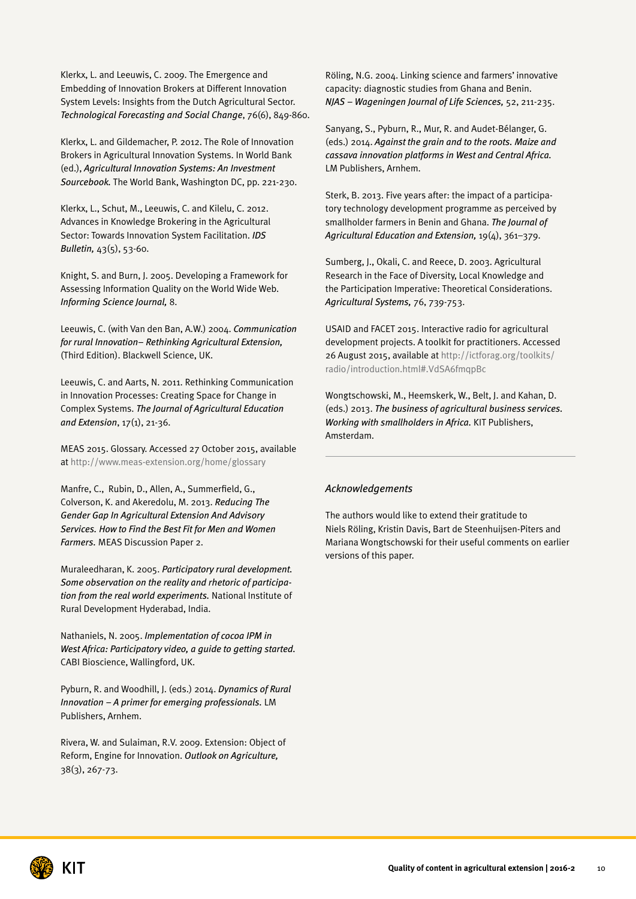Klerkx, L. and Leeuwis, C. 2009. The Emergence and Embedding of Innovation Brokers at Different Innovation System Levels: Insights from the Dutch Agricultural Sector. *Technological Forecasting and Social Change*, 76(6), 849-860.

Klerkx, L. and Gildemacher, P. 2012. The Role of Innovation Brokers in Agricultural Innovation Systems. In World Bank (ed.), *Agricultural Innovation Systems: An Investment Sourcebook.* The World Bank, Washington DC, pp. 221-230.

Klerkx, L., Schut, M., Leeuwis, C. and Kilelu, C. 2012. Advances in Knowledge Brokering in the Agricultural Sector: Towards Innovation System Facilitation. *IDS Bulletin,* 43(5), 53-60.

Knight, S. and Burn, J. 2005. Developing a Framework for Assessing Information Quality on the World Wide Web. *Informing Science Journal,* 8.

Leeuwis, C. (with Van den Ban, A.W.) 2004. *Communication for rural Innovation– Rethinking Agricultural Extension,* (Third Edition). Blackwell Science, UK.

Leeuwis, C. and Aarts, N. 2011. Rethinking Communication in Innovation Processes: Creating Space for Change in Complex Systems. *The Journal of Agricultural Education and Extension*, 17(1), 21-36.

MEAS 2015. Glossary. Accessed 27 October 2015, available at http://www.meas-extension.org/home/glossary

Manfre, C., Rubin, D., Allen, A., Summerfield, G., Colverson, K. and Akeredolu, M. 2013. *Reducing The Gender Gap In Agricultural Extension And Advisory Services. How to Find the Best Fit for Men and Women Farmers.* MEAS Discussion Paper 2.

Muraleedharan, K. 2005. *Participatory rural development. Some observation on the reality and rhetoric of participation from the real world experiments.* National Institute of Rural Development Hyderabad, India.

Nathaniels, N. 2005. *Implementation of cocoa IPM in West Africa: Participatory video, a guide to getting started.* CABI Bioscience, Wallingford, UK.

Pyburn, R. and Woodhill, J. (eds.) 2014. *Dynamics of Rural Innovation – A primer for emerging professionals.* LM Publishers, Arnhem.

Rivera, W. and Sulaiman, R.V. 2009. Extension: Object of Reform, Engine for Innovation. *Outlook on Agriculture,* 38(3), 267-73.

Röling, N.G. 2004. Linking science and farmers' innovative capacity: diagnostic studies from Ghana and Benin. *NJAS – Wageningen Journal of Life Sciences,* 52, 211-235.

Sanyang, S., Pyburn, R., Mur, R. and Audet-Bélanger, G. (eds.) 2014. *Against the grain and to the roots. Maize and cassava innovation platforms in West and Central Africa.* LM Publishers, Arnhem.

Sterk, B. 2013. Five years after: the impact of a participatory technology development programme as perceived by smallholder farmers in Benin and Ghana. *The Journal of Agricultural Education and Extension,* 19(4), 361–379.

Sumberg, J., Okali, C. and Reece, D. 2003. Agricultural Research in the Face of Diversity, Local Knowledge and the Participation Imperative: Theoretical Considerations. *Agricultural Systems,* 76, 739-753.

USAID and FACET 2015. Interactive radio for agricultural development projects. A toolkit for practitioners. Accessed 26 August 2015, available at http://ictforag.org/toolkits/radio/introduction.html#.VdSA6fmqpBc

Wongtschowski, M., Heemskerk, W., Belt, J. and Kahan, D. (eds.) 2013. *The business of agricultural business services. Working with smallholders in Africa.* KIT Publishers, Amsterdam.

## *Acknowledgements*

The authors would like to extend their gratitude to Niels Röling, Kristin Davis, Bart de Steenhuijsen-Piters and Mariana Wongtschowski for their useful comments on earlier versions of this paper.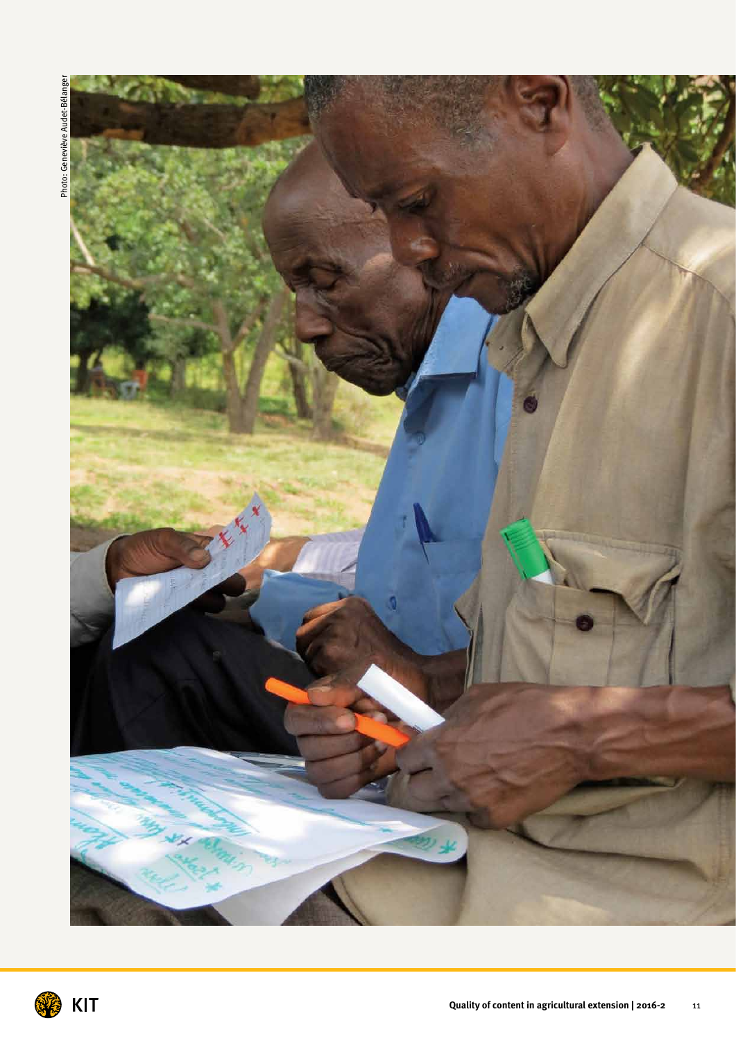Photo: Geneviève Audet-Bélanger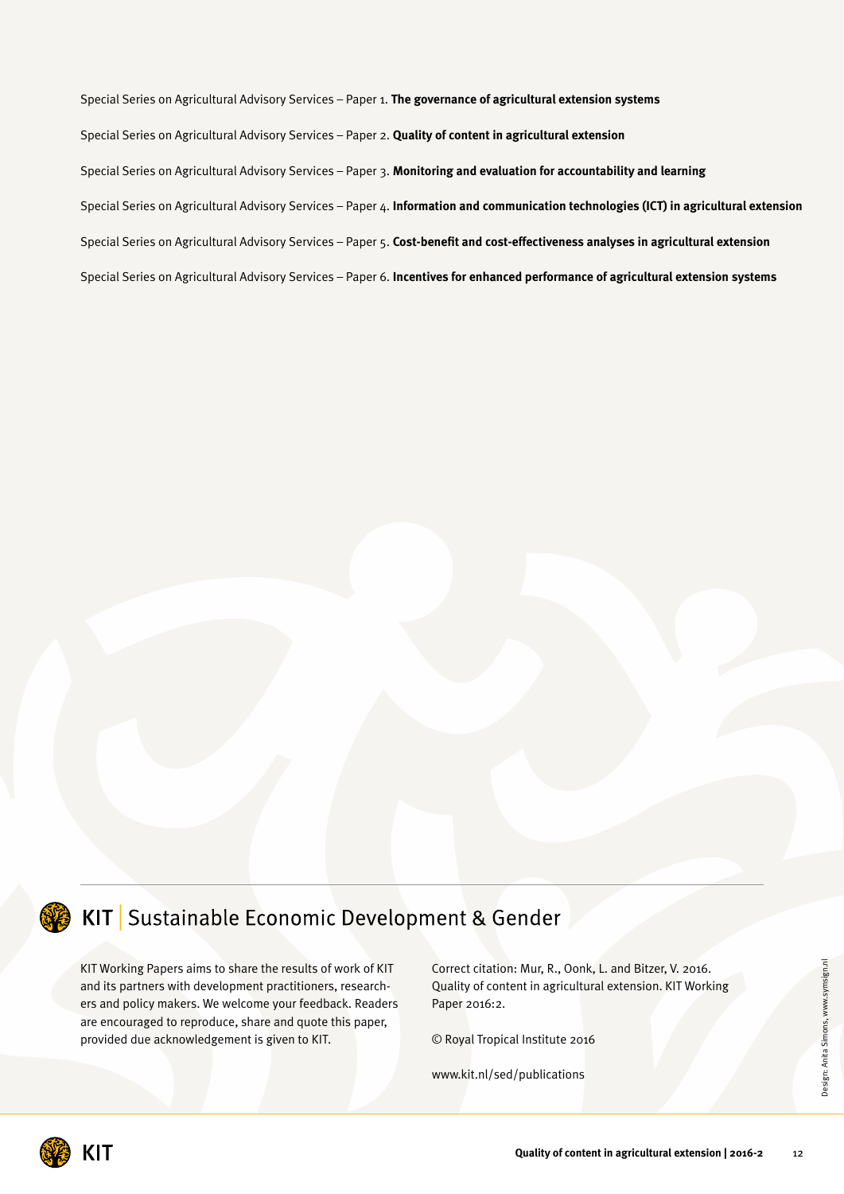Special Series on Agricultural Advisory Services – Paper 1. **The governance of agricultural extension systems**

Special Series on Agricultural Advisory Services – Paper 2. **Quality of content in agricultural extension**

Special Series on Agricultural Advisory Services – Paper 3. **Monitoring and evaluation for accountability and learning**

Special Series on Agricultural Advisory Services – Paper 4. **Information and communication technologies (ICT) in agricultural extension**

Special Series on Agricultural Advisory Services – Paper 5. **Cost-benefit and cost-effectiveness analyses in agricultural extension**

Special Series on Agricultural Advisory Services – Paper 6. **Incentives for enhanced performance of agricultural extension systems**

## KIT | Sustainable Economic Development & Gender

KIT Working Papers aims to share the results of work of KIT and its partners with development practitioners, researchers and policy makers. We welcome your feedback. Readers are encouraged to reproduce, share and quote this paper, provided due acknowledgement is given to KIT.

Correct citation: Mur, R., Oonk, L. and Bitzer, V. 2016. Quality of content in agricultural extension. KIT Working Paper 2016:2.

© Royal Tropical Institute 2016

www.kit.nl/sed/publications

Design: Anita Simons, www.symsign.nl